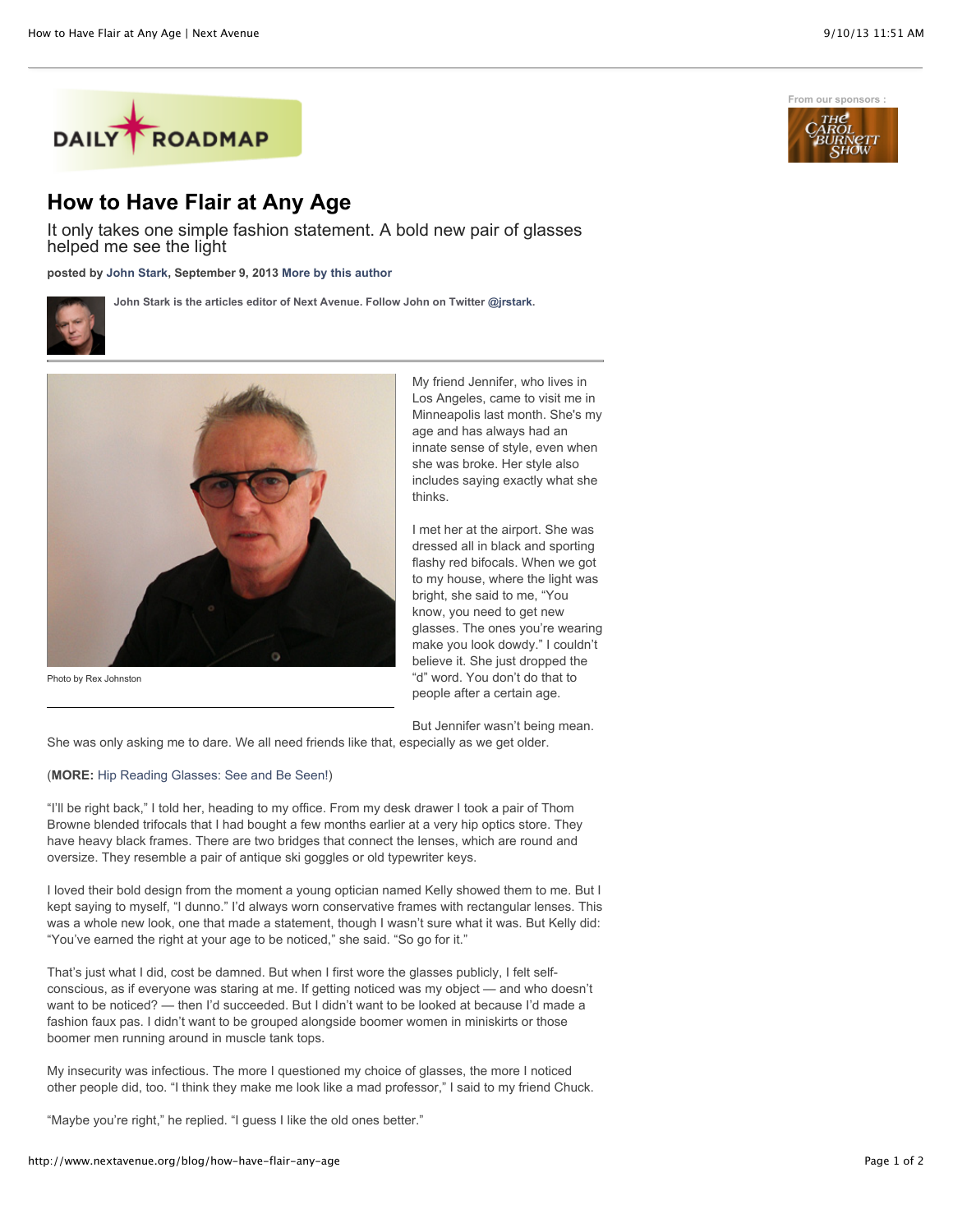DAILY ROADMAP

From our sponsors :

# How to Have Flair at Any Age

It only takes one simple fashion statement. A bold new pair of glasses helped me see the light

**posted by John Stark, September 9, 2013 More by this author**

**John Stark is the articles editor of Next Avenue. Follow John on Twitter @jrstark.**

Photo by Rex Johnston

My friend Jennifer, who lives in Los Angeles, came to visit me in Minneapolis last month. She's my age and has always had an innate sense of style, even when she was broke. Her style also includes saying exactly what she thinks.

I met her at the airport. She was dressed all in black and sporting flashy red bifocals. When we got to my house, where the light was bright, she said to me, "You know, you need to get new glasses. The ones you're wearing make you look dowdy." I couldn't believe it. She just dropped the "d" word. You don't do that to people after a certain age.

But Jennifer wasn't being mean. She was only asking me to dare. We all need friends like that, especially as we get older.

(**MORE:** Hip Reading Glasses: See and Be Seen!)

"I'll be right back," I told her, heading to my office. From my desk drawer I took a pair of Thom Browne blended trifocals that I had bought a few months earlier at a very hip optics store. They have heavy black frames. There are two bridges that connect the lenses, which are round and oversize. They resemble a pair of antique ski goggles or old typewriter keys.

I loved their bold design from the moment a young optician named Kelly showed them to me. But I kept saying to myself, "I dunno." I'd always worn conservative frames with rectangular lenses. This was a whole new look, one that made a statement, though I wasn't sure what it was. But Kelly did: "You've earned the right at your age to be noticed," she said. "So go for it."

That's just what I did, cost be damned. But when I first wore the glasses publicly, I felt self-conscious, as if everyone was staring at me. If getting noticed was my object — and who doesn't want to be noticed? — then I'd succeeded. But I didn't want to be looked at because I'd made a fashion faux pas. I didn't want to be grouped alongside boomer women in miniskirts or those boomer men running around in muscle tank tops.

My insecurity was infectious. The more I questioned my choice of glasses, the more I noticed other people did, too. "I think they make me look like a mad professor," I said to my friend Chuck.

"Maybe you're right," he replied. "I guess I like the old ones better."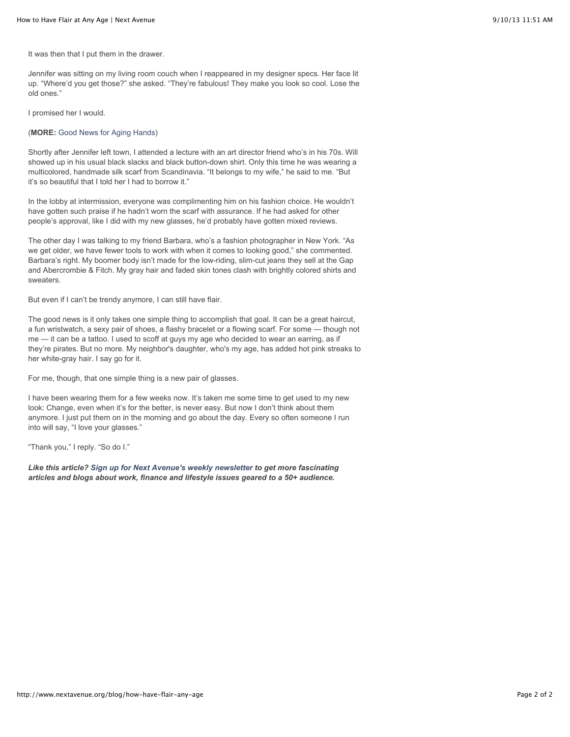It was then that I put them in the drawer.

Jennifer was sitting on my living room couch when I reappeared in my designer specs. Her face lit up. “Where’d you get those?” she asked. “They’re fabulous! They make you look so cool. Lose the old ones.”

I promised her I would.

(**MORE:** Good News for Aging Hands)

Shortly after Jennifer left town, I attended a lecture with an art director friend who’s in his 70s. Will showed up in his usual black slacks and black button-down shirt. Only this time he was wearing a multicolored, handmade silk scarf from Scandinavia. “It belongs to my wife,” he said to me. “But it’s so beautiful that I told her I had to borrow it.”

In the lobby at intermission, everyone was complimenting him on his fashion choice. He wouldn’t have gotten such praise if he hadn’t worn the scarf with assurance. If he had asked for other people’s approval, like I did with my new glasses, he’d probably have gotten mixed reviews.

The other day I was talking to my friend Barbara, who’s a fashion photographer in New York. “As we get older, we have fewer tools to work with when it comes to looking good,” she commented. Barbara’s right. My boomer body isn’t made for the low-riding, slim-cut jeans they sell at the Gap and Abercrombie & Fitch. My gray hair and faded skin tones clash with brightly colored shirts and sweaters.

But even if I can’t be trendy anymore, I can still have flair.

The good news is it only takes one simple thing to accomplish that goal. It can be a great haircut, a fun wristwatch, a sexy pair of shoes, a flashy bracelet or a flowing scarf. For some — though not me — it can be a tattoo. I used to scoff at guys my age who decided to wear an earring, as if they’re pirates. But no more. My neighbor's daughter, who's my age, has added hot pink streaks to her white-gray hair. I say go for it.

For me, though, that one simple thing is a new pair of glasses.

I have been wearing them for a few weeks now. It’s taken me some time to get used to my new look: Change, even when it’s for the better, is never easy. But now I don’t think about them anymore. I just put them on in the morning and go about the day. Every so often someone I run into will say, “I love your glasses.”

“Thank you,” I reply. “So do I.”

***Like this article? Sign up for Next Avenue's weekly newsletter to get more fascinating articles and blogs about work, finance and lifestyle issues geared to a 50+ audience.***